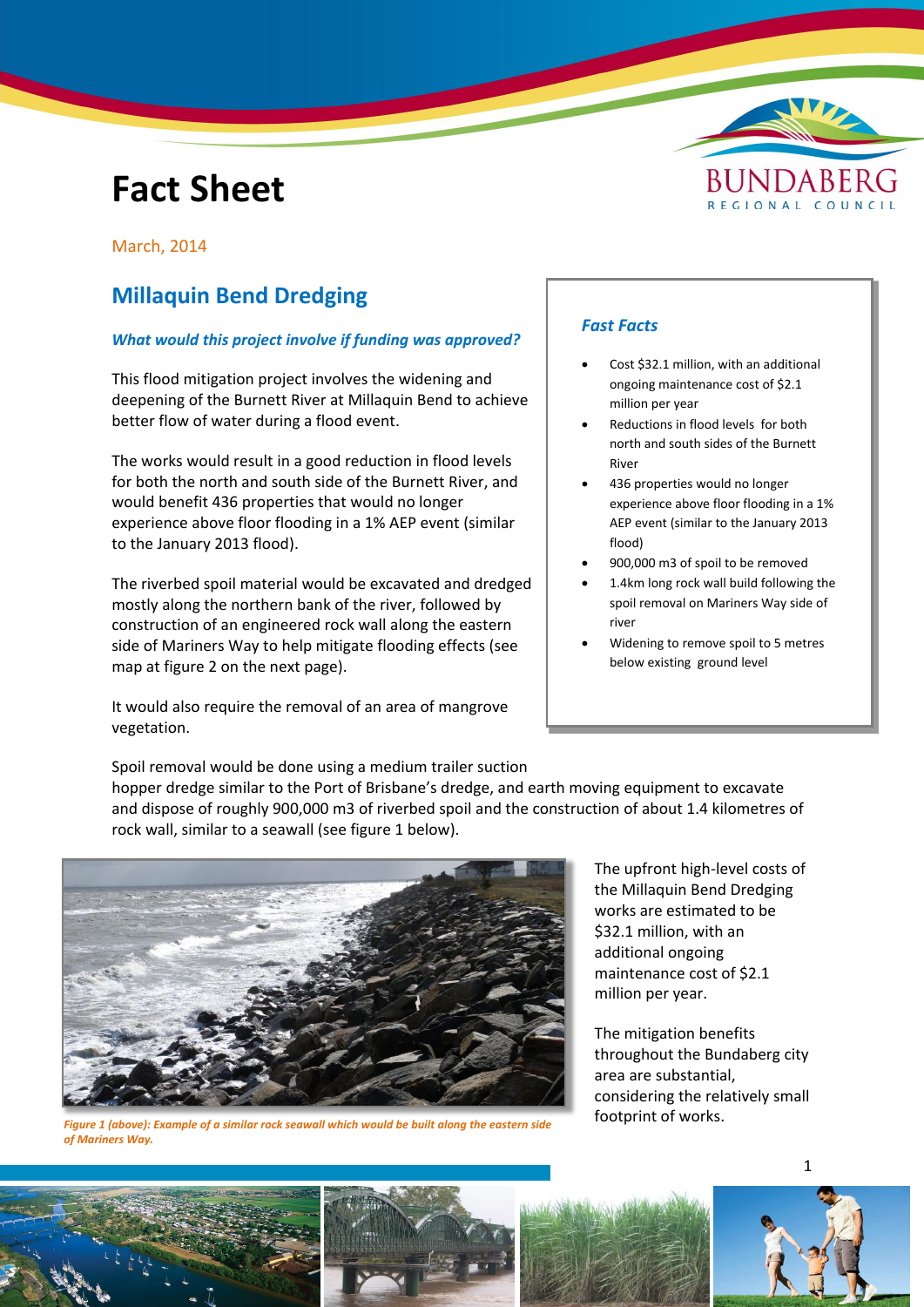# Fact Sheet

March, 2014

## Millaquin Bend Dredging

***What would this project involve if funding was approved?***

This flood mitigation project involves the widening and deepening of the Burnett River at Millaquin Bend to achieve better flow of water during a flood event.

The works would result in a good reduction in flood levels for both the north and south side of the Burnett River, and would benefit 436 properties that would no longer experience above floor flooding in a 1% AEP event (similar to the January 2013 flood).

The riverbed spoil material would be excavated and dredged mostly along the northern bank of the river, followed by construction of an engineered rock wall along the eastern side of Mariners Way to help mitigate flooding effects (see map at figure 2 on the next page).

It would also require the removal of an area of mangrove vegetation.

Spoil removal would be done using a medium trailer suction hopper dredge similar to the Port of Brisbane's dredge, and earth moving equipment to excavate and dispose of roughly 900,000 m3 of riverbed spoil and the construction of about 1.4 kilometres of rock wall, similar to a seawall (see figure 1 below).

### *Fast Facts*

- Cost $32.1 million, with an additional ongoing maintenance cost of $2.1 million per year
- Reductions in flood levels for both north and south sides of the Burnett River
- 436 properties would no longer experience above floor flooding in a 1% AEP event (similar to the January 2013 flood)
- 900,000 m3 of spoil to be removed
- 1.4km long rock wall build following the spoil removal on Mariners Way side of river
- Widening to remove spoil to 5 metres below existing ground level

*Figure 1 (above): Example of a similar rock seawall which would be built along the eastern side of Mariners Way.*

The upfront high-level costs of the Millaquin Bend Dredging works are estimated to be $32.1 million, with an additional ongoing maintenance cost of $2.1 million per year.

The mitigation benefits throughout the Bundaberg city area are substantial, considering the relatively small footprint of works.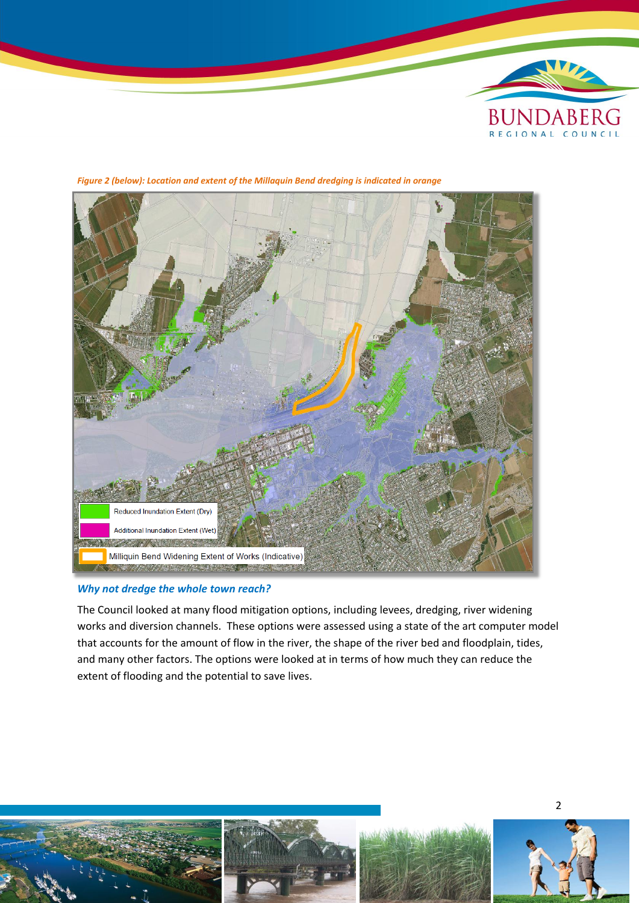*Figure 2 (below): Location and extent of the Millaquin Bend dredging is indicated in orange*

Reduced Inundation Extent (Dry)

Additional Inundation Extent (Wet)

Milliquin Bend Widening Extent of Works (Indicative)

### *Why not dredge the whole town reach?*

The Council looked at many flood mitigation options, including levees, dredging, river widening works and diversion channels. These options were assessed using a state of the art computer model that accounts for the amount of flow in the river, the shape of the river bed and floodplain, tides, and many other factors. The options were looked at in terms of how much they can reduce the extent of flooding and the potential to save lives.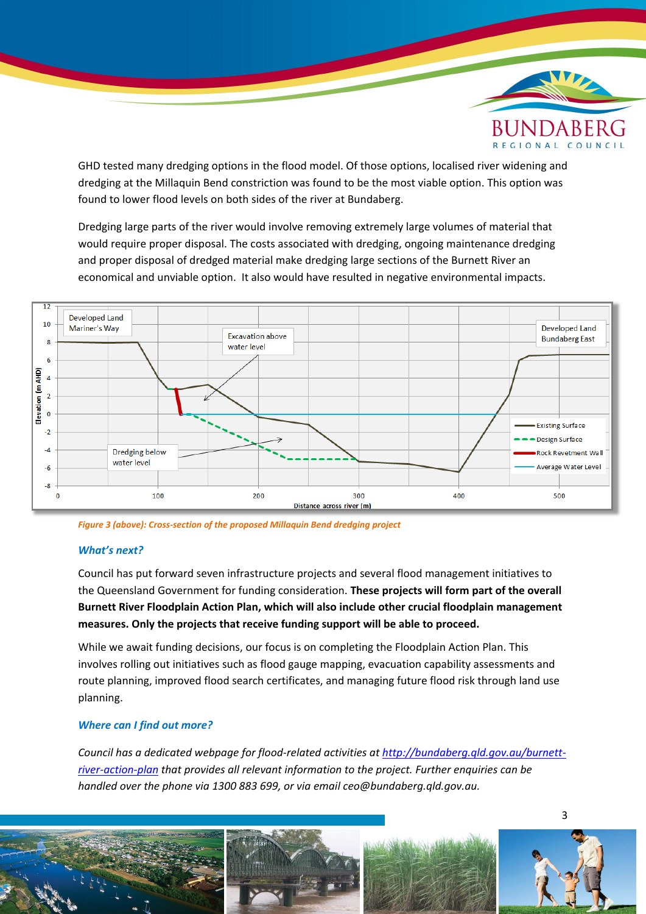GHD tested many dredging options in the flood model. Of those options, localised river widening and dredging at the Millaquin Bend constriction was found to be the most viable option. This option was found to lower flood levels on both sides of the river at Bundaberg.

Dredging large parts of the river would involve removing extremely large volumes of material that would require proper disposal. The costs associated with dredging, ongoing maintenance dredging and proper disposal of dredged material make dredging large sections of the Burnett River an economical and unviable option. It also would have resulted in negative environmental impacts.

Developed Land Mariner's Way

Excavation above water level

Developed Land Bundaberg East

Dredging below water level

Existing Surface

Design Surface

Rock Revetment Wall

Average Water Level

Elevation (m AHD)

12
10
8
6
4
2
0
-2
-4
-6
-8

0
100
200
300
400
500

Distance across river (m)

*Figure 3 (above): Cross-section of the proposed Millaquin Bend dredging project*

### *What's next?*

Council has put forward seven infrastructure projects and several flood management initiatives to the Queensland Government for funding consideration. **These projects will form part of the overall Burnett River Floodplain Action Plan, which will also include other crucial floodplain management measures. Only the projects that receive funding support will be able to proceed.**

While we await funding decisions, our focus is on completing the Floodplain Action Plan. This involves rolling out initiatives such as flood gauge mapping, evacuation capability assessments and route planning, improved flood search certificates, and managing future flood risk through land use planning.

### *Where can I find out more?*

*Council has a dedicated webpage for flood-related activities at [http://bundaberg.qld.gov.au/burnett-river-action-plan](http://bundaberg.qld.gov.au/burnett-river-action-plan) that provides all relevant information to the project. Further enquiries can be handled over the phone via 1300 883 699, or via email ceo@bundaberg.qld.gov.au.*